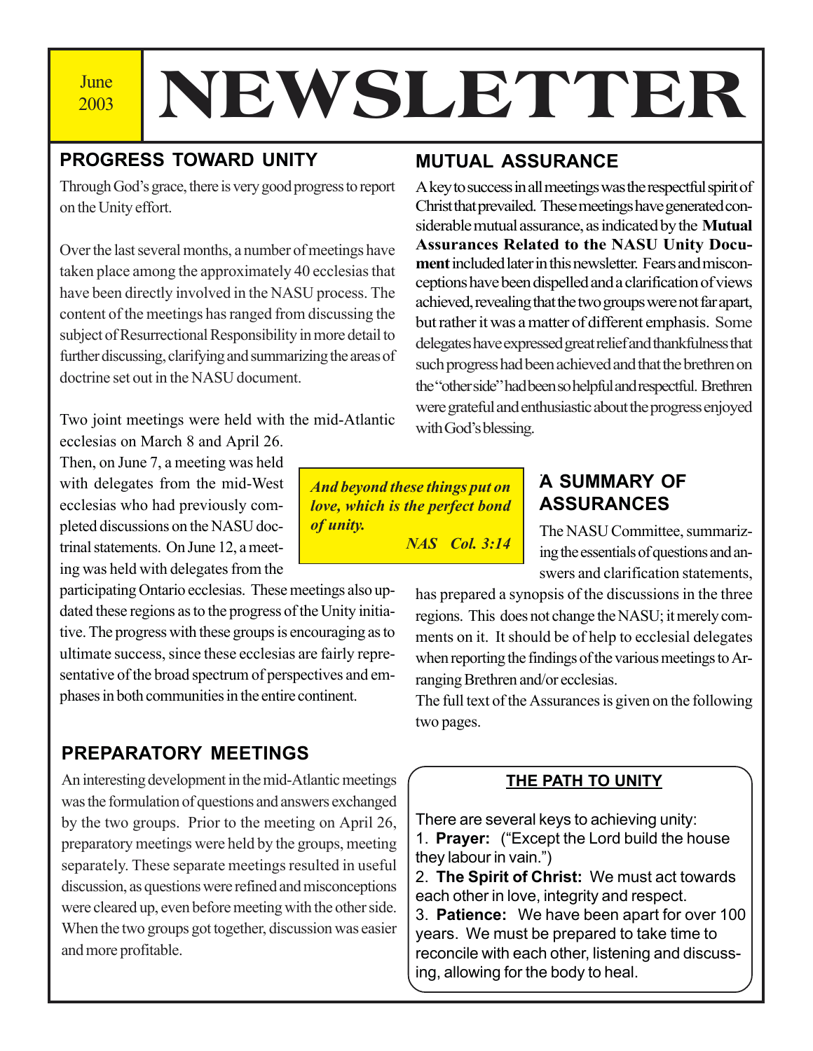June 2003

# NEWSLETTER

## PROGRESS TOWARD UNITY

Through God's grace, there is very good progress to report on the Unity effort.

Over the last several months, a number of meetings have taken place among the approximately 40 ecclesias that have been directly involved in the NASU process. The content of the meetings has ranged from discussing the subject of Resurrectional Responsibility in more detail to further discussing, clarifying and summarizing the areas of doctrine set out in the NASU document.

Two joint meetings were held with the mid-Atlantic ecclesias on March 8 and April 26. Then, on June 7, a meeting was held with delegates from the mid-West ecclesias who had previously completed discussions on the NASU doctrinal statements. On June 12, a meeting was held with delegates from the participating Ontario ecclesias. These meetings also updated these regions as to the progress of the Unity initiative. The progress with these groups is encouraging as to ultimate success, since these ecclesias are fairly representative of the broad spectrum of perspectives and emphases in both communities in the entire continent.

## PREPARATORY MEETINGS

An interesting development in the mid-Atlantic meetings was the formulation of questions and answers exchanged by the two groups. Prior to the meeting on April 26, preparatory meetings were held by the groups, meeting separately. These separate meetings resulted in useful discussion, as questions were refined and misconceptions were cleared up, even before meeting with the other side. When the two groups got together, discussion was easier and more profitable.

## MUTUAL ASSURANCE

A key to success in all meetings was the respectful spirit of Christ that prevailed. These meetings have generated considerable mutual assurance, as indicated by the **Mutual Assurances Related to the NASU Unity Document** included later in this newsletter. Fears and misconceptions have been dispelled and a clarification of views achieved, revealing that the two groups were not far apart, but rather it was a matter of different emphasis. Some delegates have expressed great relief and thankfulness that such progress had been achieved and that the brethren on the "other side" had been so helpful and respectful. Brethren were grateful and enthusiastic about the progress enjoyed with God's blessing.

> ***And beyond these things put on love, which is the perfect bond of unity.***
>
> ***NAS Col. 3:14***

## A SUMMARY OF ASSURANCES

The NASU Committee, summarizing the essentials of questions and answers and clarification statements, has prepared a synopsis of the discussions in the three regions. This does not change the NASU; it merely comments on it. It should be of help to ecclesial delegates when reporting the findings of the various meetings to Arranging Brethren and/or ecclesias.

The full text of the Assurances is given on the following two pages.

### THE PATH TO UNITY

There are several keys to achieving unity:

1. **Prayer:** ("Except the Lord build the house they labour in vain.")
2. **The Spirit of Christ:** We must act towards each other in love, integrity and respect.
3. **Patience:** We have been apart for over 100 years. We must be prepared to take time to reconcile with each other, listening and discussing, allowing for the body to heal.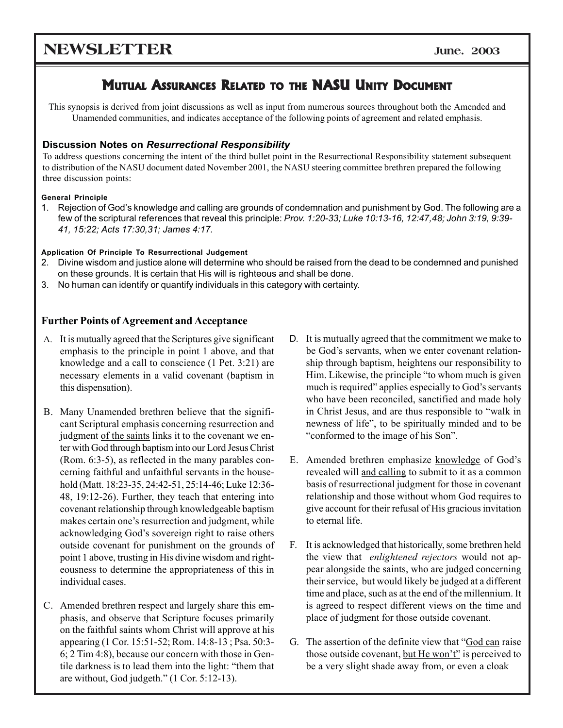# Mutual Assurances Related to the NASU Unity Document

This synopsis is derived from joint discussions as well as input from numerous sources throughout both the Amended and Unamended communities, and indicates acceptance of the following points of agreement and related emphasis.

### Discussion Notes on *Resurrectional Responsibility*

To address questions concerning the intent of the third bullet point in the Resurrectional Responsibility statement subsequent to distribution of the NASU document dated November 2001, the NASU steering committee brethren prepared the following three discussion points:

**General Principle**

1. Rejection of God's knowledge and calling are grounds of condemnation and punishment by God. The following are a few of the scriptural references that reveal this principle: *Prov. 1:20-33; Luke 10:13-16, 12:47,48; John 3:19, 9:39-41, 15:22; Acts 17:30,31; James 4:17.*

**Application Of Principle To Resurrectional Judgement**

2. Divine wisdom and justice alone will determine who should be raised from the dead to be condemned and punished on these grounds. It is certain that His will is righteous and shall be done.
3. No human can identify or quantify individuals in this category with certainty.

### Further Points of Agreement and Acceptance

A. It is mutually agreed that the Scriptures give significant emphasis to the principle in point 1 above, and that knowledge and a call to conscience (1 Pet. 3:21) are necessary elements in a valid covenant (baptism in this dispensation).

B. Many Unamended brethren believe that the significant Scriptural emphasis concerning resurrection and judgment <u>of the saints</u> links it to the covenant we enter with God through baptism into our Lord Jesus Christ (Rom. 6:3-5), as reflected in the many parables concerning faithful and unfaithful servants in the household (Matt. 18:23-35, 24:42-51, 25:14-46; Luke 12:36-48, 19:12-26). Further, they teach that entering into covenant relationship through knowledgeable baptism makes certain one's resurrection and judgment, while acknowledging God's sovereign right to raise others outside covenant for punishment on the grounds of point 1 above, trusting in His divine wisdom and righteousness to determine the appropriateness of this in individual cases.

C. Amended brethren respect and largely share this emphasis, and observe that Scripture focuses primarily on the faithful saints whom Christ will approve at his appearing (1 Cor. 15:51-52; Rom. 14:8-13 ; Psa. 50:3-6; 2 Tim 4:8), because our concern with those in Gentile darkness is to lead them into the light: "them that are without, God judgeth." (1 Cor. 5:12-13).

D. It is mutually agreed that the commitment we make to be God's servants, when we enter covenant relationship through baptism, heightens our responsibility to Him. Likewise, the principle "to whom much is given much is required" applies especially to God's servants who have been reconciled, sanctified and made holy in Christ Jesus, and are thus responsible to "walk in newness of life", to be spiritually minded and to be "conformed to the image of his Son".

E. Amended brethren emphasize <u>knowledge</u> of God's revealed will <u>and calling</u> to submit to it as a common basis of resurrectional judgment for those in covenant relationship and those without whom God requires to give account for their refusal of His gracious invitation to eternal life.

F. It is acknowledged that historically, some brethren held the view that *enlightened rejectors* would not appear alongside the saints, who are judged concerning their service, but would likely be judged at a different time and place, such as at the end of the millennium. It is agreed to respect different views on the time and place of judgment for those outside covenant.

G. The assertion of the definite view that "<u>God can</u> raise those outside covenant, <u>but He won't</u>" is perceived to be a very slight shade away from, or even a cloak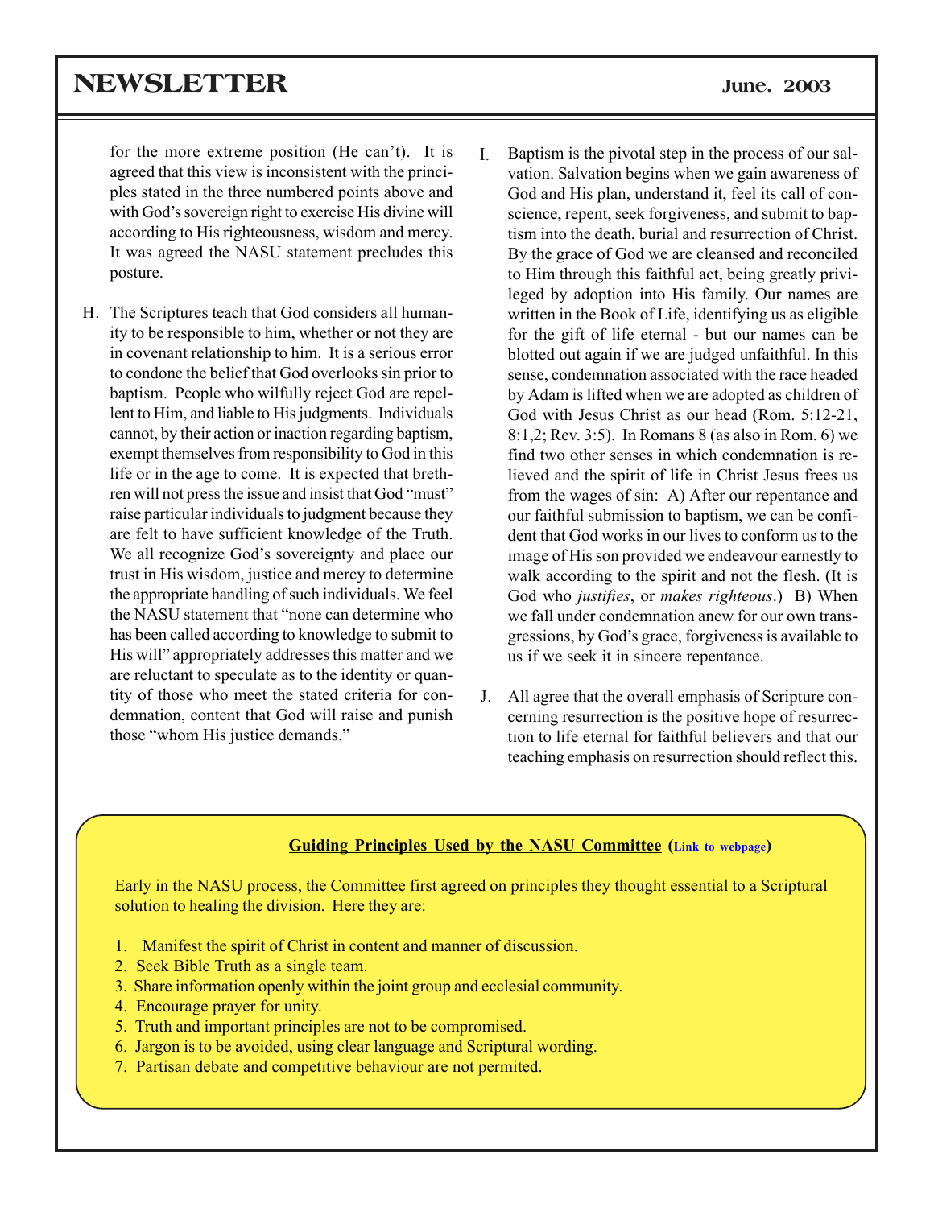for the more extreme position (He can't). It is agreed that this view is inconsistent with the principles stated in the three numbered points above and with God's sovereign right to exercise His divine will according to His righteousness, wisdom and mercy. It was agreed the NASU statement precludes this posture.

H. The Scriptures teach that God considers all humanity to be responsible to him, whether or not they are in covenant relationship to him. It is a serious error to condone the belief that God overlooks sin prior to baptism. People who wilfully reject God are repellent to Him, and liable to His judgments. Individuals cannot, by their action or inaction regarding baptism, exempt themselves from responsibility to God in this life or in the age to come. It is expected that brethren will not press the issue and insist that God "must" raise particular individuals to judgment because they are felt to have sufficient knowledge of the Truth. We all recognize God's sovereignty and place our trust in His wisdom, justice and mercy to determine the appropriate handling of such individuals. We feel the NASU statement that "none can determine who has been called according to knowledge to submit to His will" appropriately addresses this matter and we are reluctant to speculate as to the identity or quantity of those who meet the stated criteria for condemnation, content that God will raise and punish those "whom His justice demands."

I. Baptism is the pivotal step in the process of our salvation. Salvation begins when we gain awareness of God and His plan, understand it, feel its call of conscience, repent, seek forgiveness, and submit to baptism into the death, burial and resurrection of Christ. By the grace of God we are cleansed and reconciled to Him through this faithful act, being greatly privileged by adoption into His family. Our names are written in the Book of Life, identifying us as eligible for the gift of life eternal - but our names can be blotted out again if we are judged unfaithful. In this sense, condemnation associated with the race headed by Adam is lifted when we are adopted as children of God with Jesus Christ as our head (Rom. 5:12-21, 8:1,2; Rev. 3:5). In Romans 8 (as also in Rom. 6) we find two other senses in which condemnation is relieved and the spirit of life in Christ Jesus frees us from the wages of sin: A) After our repentance and our faithful submission to baptism, we can be confident that God works in our lives to conform us to the image of His son provided we endeavour earnestly to walk according to the spirit and not the flesh. (It is God who *justifies*, or *makes righteous*.) B) When we fall under condemnation anew for our own transgressions, by God's grace, forgiveness is available to us if we seek it in sincere repentance.

J. All agree that the overall emphasis of Scripture concerning resurrection is the positive hope of resurrection to life eternal for faithful believers and that our teaching emphasis on resurrection should reflect this.

**Guiding Principles Used by the NASU Committee (Link to webpage)**

Early in the NASU process, the Committee first agreed on principles they thought essential to a Scriptural solution to healing the division. Here they are:

1. Manifest the spirit of Christ in content and manner of discussion.
2. Seek Bible Truth as a single team.
3. Share information openly within the joint group and ecclesial community.
4. Encourage prayer for unity.
5. Truth and important principles are not to be compromised.
6. Jargon is to be avoided, using clear language and Scriptural wording.
7. Partisan debate and competitive behaviour are not permited.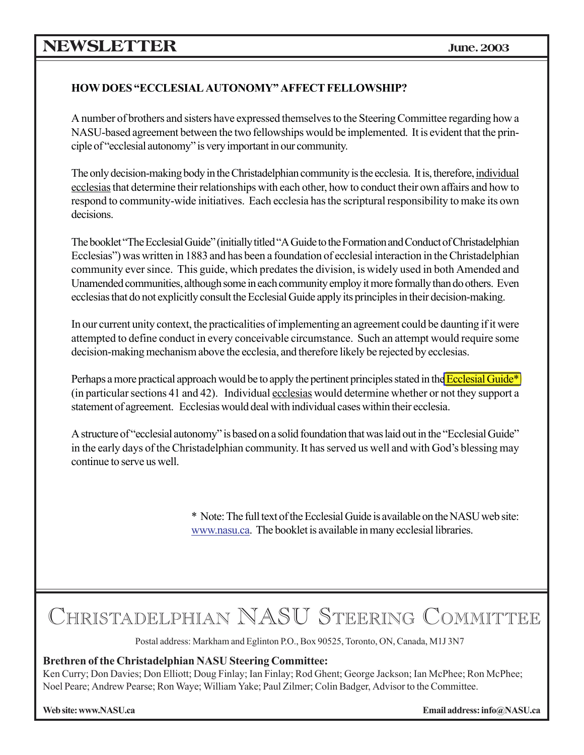# NEWSLETTER

June. 2003

## HOW DOES "ECCLESIAL AUTONOMY" AFFECT FELLOWSHIP?

A number of brothers and sisters have expressed themselves to the Steering Committee regarding how a NASU-based agreement between the two fellowships would be implemented. It is evident that the principle of "ecclesial autonomy" is very important in our community.

The only decision-making body in the Christadelphian community is the ecclesia. It is, therefore, individual ecclesias that determine their relationships with each other, how to conduct their own affairs and how to respond to community-wide initiatives. Each ecclesia has the scriptural responsibility to make its own decisions.

The booklet "The Ecclesial Guide" (initially titled "A Guide to the Formation and Conduct of Christadelphian Ecclesias") was written in 1883 and has been a foundation of ecclesial interaction in the Christadelphian community ever since. This guide, which predates the division, is widely used in both Amended and Unamended communities, although some in each community employ it more formally than do others. Even ecclesias that do not explicitly consult the Ecclesial Guide apply its principles in their decision-making.

In our current unity context, the practicalities of implementing an agreement could be daunting if it were attempted to define conduct in every conceivable circumstance. Such an attempt would require some decision-making mechanism above the ecclesia, and therefore likely be rejected by ecclesias.

Perhaps a more practical approach would be to apply the pertinent principles stated in the Ecclesial Guide* (in particular sections 41 and 42). Individual ecclesias would determine whether or not they support a statement of agreement. Ecclesias would deal with individual cases within their ecclesia.

A structure of "ecclesial autonomy" is based on a solid foundation that was laid out in the "Ecclesial Guide" in the early days of the Christadelphian community. It has served us well and with God's blessing may continue to serve us well.

\* Note: The full text of the Ecclesial Guide is available on the NASU web site: www.nasu.ca. The booklet is available in many ecclesial libraries.

# CHRISTADELPHIAN NASU STEERING COMMITTEE

Postal address: Markham and Eglinton P.O., Box 90525, Toronto, ON, Canada, M1J 3N7

**Brethren of the Christadelphian NASU Steering Committee:**

Ken Curry; Don Davies; Don Elliott; Doug Finlay; Ian Finlay; Rod Ghent; George Jackson; Ian McPhee; Ron McPhee; Noel Peare; Andrew Pearse; Ron Waye; William Yake; Paul Zilmer; Colin Badger, Advisor to the Committee.

**Web site: www.NASU.ca** **Email address: info@NASU.ca**